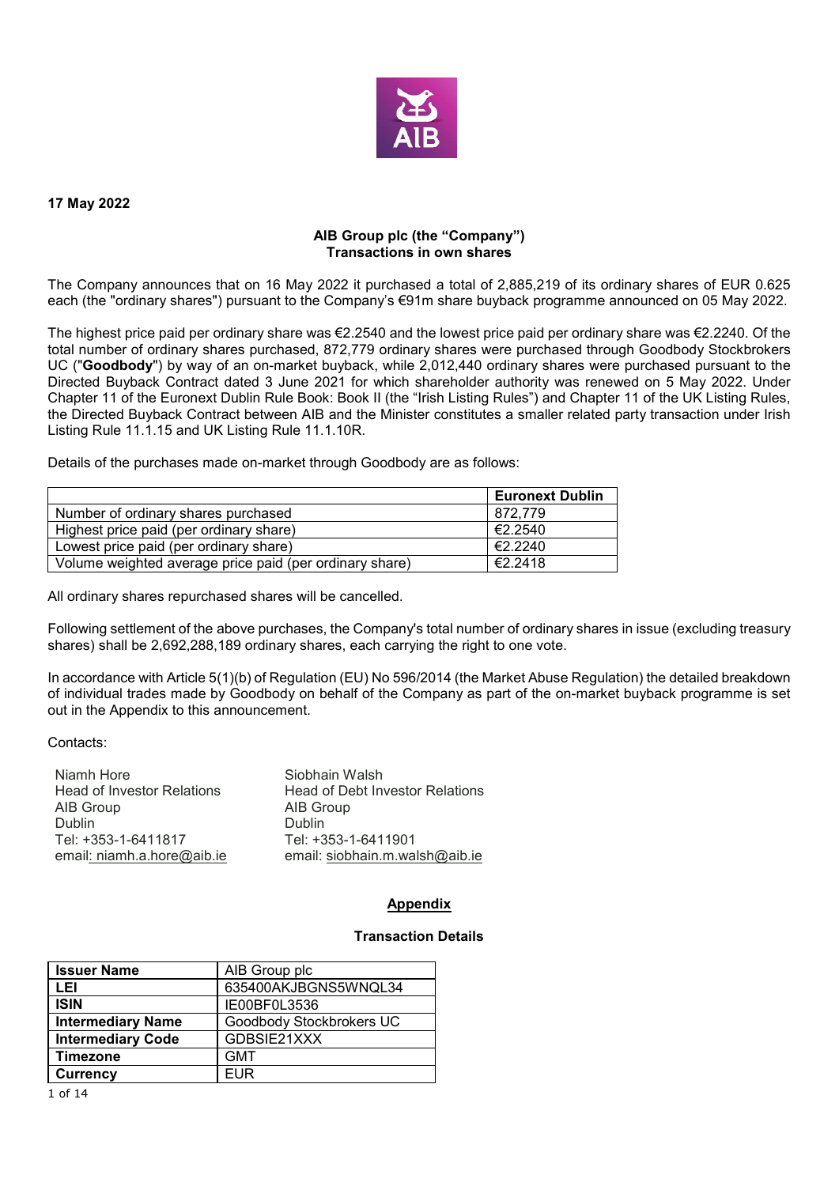**17 May 2022**

**AIB Group plc (the "Company")**
**Transactions in own shares**

The Company announces that on 16 May 2022 it purchased a total of 2,885,219 of its ordinary shares of EUR 0.625 each (the "ordinary shares") pursuant to the Company's €91m share buyback programme announced on 05 May 2022.

The highest price paid per ordinary share was €2.2540 and the lowest price paid per ordinary share was €2.2240. Of the total number of ordinary shares purchased, 872,779 ordinary shares were purchased through Goodbody Stockbrokers UC ("**Goodbody**") by way of an on-market buyback, while 2,012,440 ordinary shares were purchased pursuant to the Directed Buyback Contract dated 3 June 2021 for which shareholder authority was renewed on 5 May 2022. Under Chapter 11 of the Euronext Dublin Rule Book: Book II (the "Irish Listing Rules") and Chapter 11 of the UK Listing Rules, the Directed Buyback Contract between AIB and the Minister constitutes a smaller related party transaction under Irish Listing Rule 11.1.15 and UK Listing Rule 11.1.10R.

Details of the purchases made on-market through Goodbody are as follows:

| | **Euronext Dublin** |
|---|---|
| Number of ordinary shares purchased | 872,779 |
| Highest price paid (per ordinary share) | €2.2540 |
| Lowest price paid (per ordinary share) | €2.2240 |
| Volume weighted average price paid (per ordinary share) | €2.2418 |

All ordinary shares repurchased shares will be cancelled.

Following settlement of the above purchases, the Company's total number of ordinary shares in issue (excluding treasury shares) shall be 2,692,288,189 ordinary shares, each carrying the right to one vote.

In accordance with Article 5(1)(b) of Regulation (EU) No 596/2014 (the Market Abuse Regulation) the detailed breakdown of individual trades made by Goodbody on behalf of the Company as part of the on-market buyback programme is set out in the Appendix to this announcement.

Contacts:

Niamh Hore
Head of Investor Relations
AIB Group
Dublin
Tel: +353-1-6411817
email: niamh.a.hore@aib.ie

Siobhain Walsh
Head of Debt Investor Relations
AIB Group
Dublin
Tel: +353-1-6411901
email: siobhain.m.walsh@aib.ie

## Appendix

### Transaction Details

| **Issuer Name** | AIB Group plc |
|---|---|
| **LEI** | 635400AKJBGNS5WNQL34 |
| **ISIN** | IE00BF0L3536 |
| **Intermediary Name** | Goodbody Stockbrokers UC |
| **Intermediary Code** | GDBSIE21XXX |
| **Timezone** | GMT |
| **Currency** | EUR |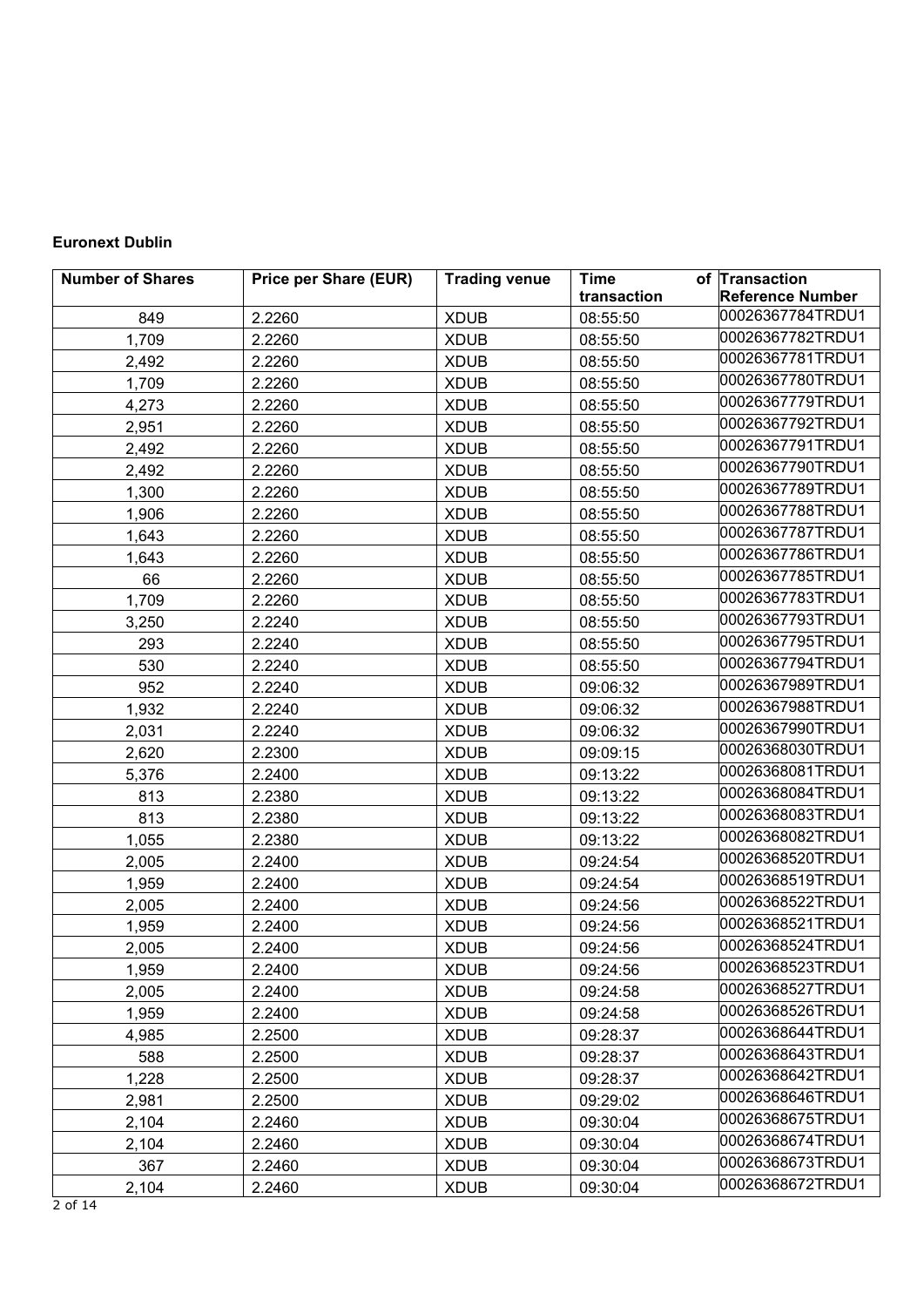**Euronext Dublin**

| Number of Shares | Price per Share (EUR) | Trading venue | Time of transaction | Transaction Reference Number |
|---|---|---|---|---|
| 849 | 2.2260 | XDUB | 08:55:50 | 00026367784TRDU1 |
| 1,709 | 2.2260 | XDUB | 08:55:50 | 00026367782TRDU1 |
| 2,492 | 2.2260 | XDUB | 08:55:50 | 00026367781TRDU1 |
| 1,709 | 2.2260 | XDUB | 08:55:50 | 00026367780TRDU1 |
| 4,273 | 2.2260 | XDUB | 08:55:50 | 00026367779TRDU1 |
| 2,951 | 2.2260 | XDUB | 08:55:50 | 00026367792TRDU1 |
| 2,492 | 2.2260 | XDUB | 08:55:50 | 00026367791TRDU1 |
| 2,492 | 2.2260 | XDUB | 08:55:50 | 00026367790TRDU1 |
| 1,300 | 2.2260 | XDUB | 08:55:50 | 00026367789TRDU1 |
| 1,906 | 2.2260 | XDUB | 08:55:50 | 00026367788TRDU1 |
| 1,643 | 2.2260 | XDUB | 08:55:50 | 00026367787TRDU1 |
| 1,643 | 2.2260 | XDUB | 08:55:50 | 00026367786TRDU1 |
| 66 | 2.2260 | XDUB | 08:55:50 | 00026367785TRDU1 |
| 1,709 | 2.2260 | XDUB | 08:55:50 | 00026367783TRDU1 |
| 3,250 | 2.2240 | XDUB | 08:55:50 | 00026367793TRDU1 |
| 293 | 2.2240 | XDUB | 08:55:50 | 00026367795TRDU1 |
| 530 | 2.2240 | XDUB | 08:55:50 | 00026367794TRDU1 |
| 952 | 2.2240 | XDUB | 09:06:32 | 00026367989TRDU1 |
| 1,932 | 2.2240 | XDUB | 09:06:32 | 00026367988TRDU1 |
| 2,031 | 2.2240 | XDUB | 09:06:32 | 00026367990TRDU1 |
| 2,620 | 2.2300 | XDUB | 09:09:15 | 00026368030TRDU1 |
| 5,376 | 2.2400 | XDUB | 09:13:22 | 00026368081TRDU1 |
| 813 | 2.2380 | XDUB | 09:13:22 | 00026368084TRDU1 |
| 813 | 2.2380 | XDUB | 09:13:22 | 00026368083TRDU1 |
| 1,055 | 2.2380 | XDUB | 09:13:22 | 00026368082TRDU1 |
| 2,005 | 2.2400 | XDUB | 09:24:54 | 00026368520TRDU1 |
| 1,959 | 2.2400 | XDUB | 09:24:54 | 00026368519TRDU1 |
| 2,005 | 2.2400 | XDUB | 09:24:56 | 00026368522TRDU1 |
| 1,959 | 2.2400 | XDUB | 09:24:56 | 00026368521TRDU1 |
| 2,005 | 2.2400 | XDUB | 09:24:56 | 00026368524TRDU1 |
| 1,959 | 2.2400 | XDUB | 09:24:56 | 00026368523TRDU1 |
| 2,005 | 2.2400 | XDUB | 09:24:58 | 00026368527TRDU1 |
| 1,959 | 2.2400 | XDUB | 09:24:58 | 00026368526TRDU1 |
| 4,985 | 2.2500 | XDUB | 09:28:37 | 00026368644TRDU1 |
| 588 | 2.2500 | XDUB | 09:28:37 | 00026368643TRDU1 |
| 1,228 | 2.2500 | XDUB | 09:28:37 | 00026368642TRDU1 |
| 2,981 | 2.2500 | XDUB | 09:29:02 | 00026368646TRDU1 |
| 2,104 | 2.2460 | XDUB | 09:30:04 | 00026368675TRDU1 |
| 2,104 | 2.2460 | XDUB | 09:30:04 | 00026368674TRDU1 |
| 367 | 2.2460 | XDUB | 09:30:04 | 00026368673TRDU1 |
| 2,104 | 2.2460 | XDUB | 09:30:04 | 00026368672TRDU1 |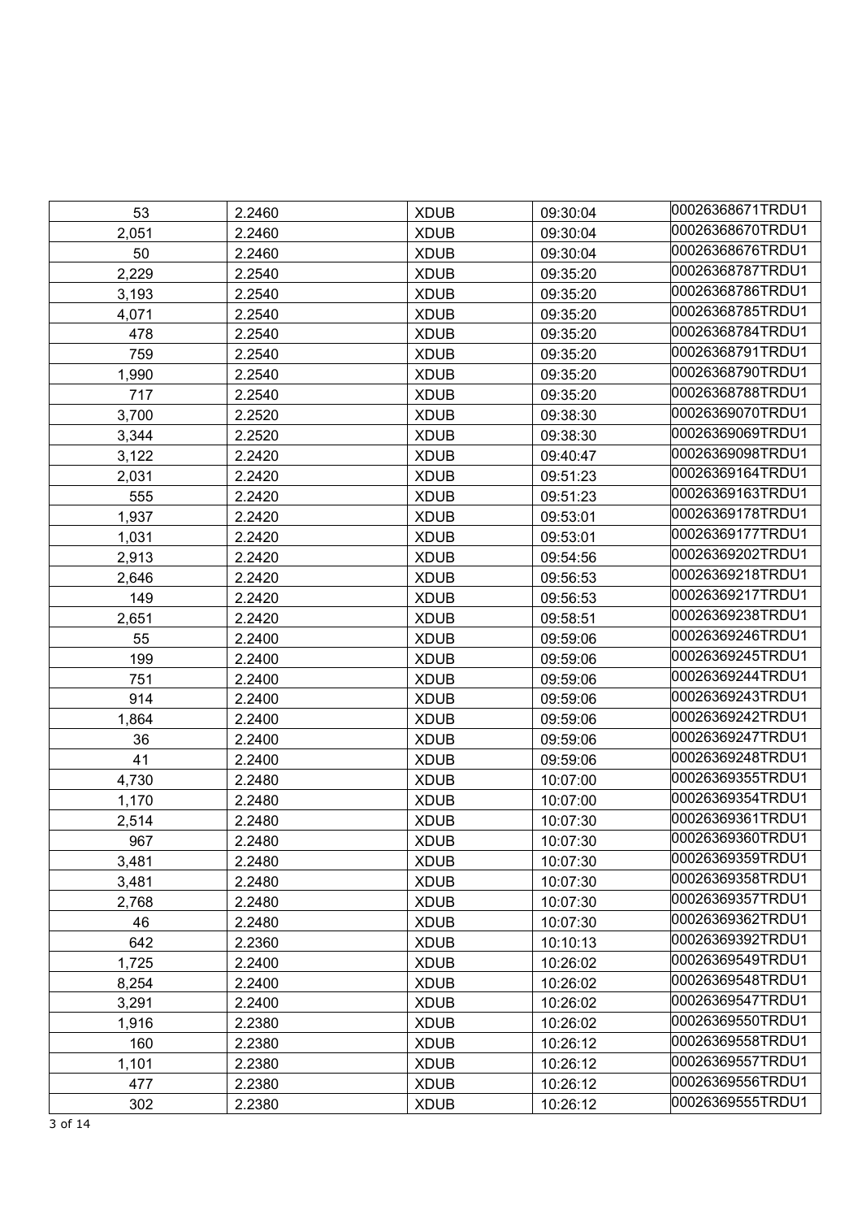| | | | | |
|---|---|---|---|---|
| 53 | 2.2460 | XDUB | 09:30:04 | 00026368671TRDU1 |
| 2,051 | 2.2460 | XDUB | 09:30:04 | 00026368670TRDU1 |
| 50 | 2.2460 | XDUB | 09:30:04 | 00026368676TRDU1 |
| 2,229 | 2.2540 | XDUB | 09:35:20 | 00026368787TRDU1 |
| 3,193 | 2.2540 | XDUB | 09:35:20 | 00026368786TRDU1 |
| 4,071 | 2.2540 | XDUB | 09:35:20 | 00026368785TRDU1 |
| 478 | 2.2540 | XDUB | 09:35:20 | 00026368784TRDU1 |
| 759 | 2.2540 | XDUB | 09:35:20 | 00026368791TRDU1 |
| 1,990 | 2.2540 | XDUB | 09:35:20 | 00026368790TRDU1 |
| 717 | 2.2540 | XDUB | 09:35:20 | 00026368788TRDU1 |
| 3,700 | 2.2520 | XDUB | 09:38:30 | 00026369070TRDU1 |
| 3,344 | 2.2520 | XDUB | 09:38:30 | 00026369069TRDU1 |
| 3,122 | 2.2420 | XDUB | 09:40:47 | 00026369098TRDU1 |
| 2,031 | 2.2420 | XDUB | 09:51:23 | 00026369164TRDU1 |
| 555 | 2.2420 | XDUB | 09:51:23 | 00026369163TRDU1 |
| 1,937 | 2.2420 | XDUB | 09:53:01 | 00026369178TRDU1 |
| 1,031 | 2.2420 | XDUB | 09:53:01 | 00026369177TRDU1 |
| 2,913 | 2.2420 | XDUB | 09:54:56 | 00026369202TRDU1 |
| 2,646 | 2.2420 | XDUB | 09:56:53 | 00026369218TRDU1 |
| 149 | 2.2420 | XDUB | 09:56:53 | 00026369217TRDU1 |
| 2,651 | 2.2420 | XDUB | 09:58:51 | 00026369238TRDU1 |
| 55 | 2.2400 | XDUB | 09:59:06 | 00026369246TRDU1 |
| 199 | 2.2400 | XDUB | 09:59:06 | 00026369245TRDU1 |
| 751 | 2.2400 | XDUB | 09:59:06 | 00026369244TRDU1 |
| 914 | 2.2400 | XDUB | 09:59:06 | 00026369243TRDU1 |
| 1,864 | 2.2400 | XDUB | 09:59:06 | 00026369242TRDU1 |
| 36 | 2.2400 | XDUB | 09:59:06 | 00026369247TRDU1 |
| 41 | 2.2400 | XDUB | 09:59:06 | 00026369248TRDU1 |
| 4,730 | 2.2480 | XDUB | 10:07:00 | 00026369355TRDU1 |
| 1,170 | 2.2480 | XDUB | 10:07:00 | 00026369354TRDU1 |
| 2,514 | 2.2480 | XDUB | 10:07:30 | 00026369361TRDU1 |
| 967 | 2.2480 | XDUB | 10:07:30 | 00026369360TRDU1 |
| 3,481 | 2.2480 | XDUB | 10:07:30 | 00026369359TRDU1 |
| 3,481 | 2.2480 | XDUB | 10:07:30 | 00026369358TRDU1 |
| 2,768 | 2.2480 | XDUB | 10:07:30 | 00026369357TRDU1 |
| 46 | 2.2480 | XDUB | 10:07:30 | 00026369362TRDU1 |
| 642 | 2.2360 | XDUB | 10:10:13 | 00026369392TRDU1 |
| 1,725 | 2.2400 | XDUB | 10:26:02 | 00026369549TRDU1 |
| 8,254 | 2.2400 | XDUB | 10:26:02 | 00026369548TRDU1 |
| 3,291 | 2.2400 | XDUB | 10:26:02 | 00026369547TRDU1 |
| 1,916 | 2.2380 | XDUB | 10:26:02 | 00026369550TRDU1 |
| 160 | 2.2380 | XDUB | 10:26:12 | 00026369558TRDU1 |
| 1,101 | 2.2380 | XDUB | 10:26:12 | 00026369557TRDU1 |
| 477 | 2.2380 | XDUB | 10:26:12 | 00026369556TRDU1 |
| 302 | 2.2380 | XDUB | 10:26:12 | 00026369555TRDU1 |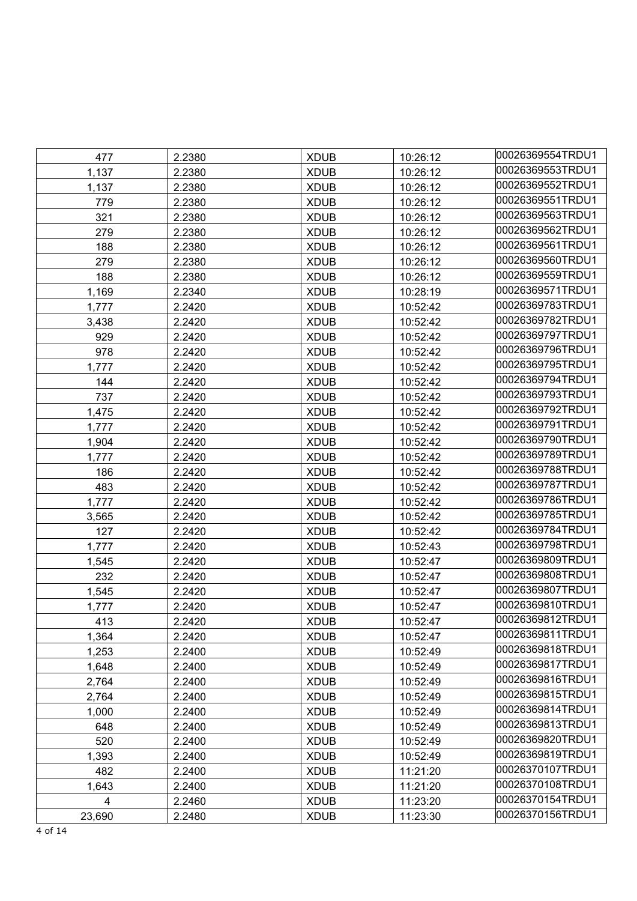| | | | | |
|---|---|---|---|---|
| 477 | 2.2380 | XDUB | 10:26:12 | 00026369554TRDU1 |
| 1,137 | 2.2380 | XDUB | 10:26:12 | 00026369553TRDU1 |
| 1,137 | 2.2380 | XDUB | 10:26:12 | 00026369552TRDU1 |
| 779 | 2.2380 | XDUB | 10:26:12 | 00026369551TRDU1 |
| 321 | 2.2380 | XDUB | 10:26:12 | 00026369563TRDU1 |
| 279 | 2.2380 | XDUB | 10:26:12 | 00026369562TRDU1 |
| 188 | 2.2380 | XDUB | 10:26:12 | 00026369561TRDU1 |
| 279 | 2.2380 | XDUB | 10:26:12 | 00026369560TRDU1 |
| 188 | 2.2380 | XDUB | 10:26:12 | 00026369559TRDU1 |
| 1,169 | 2.2340 | XDUB | 10:28:19 | 00026369571TRDU1 |
| 1,777 | 2.2420 | XDUB | 10:52:42 | 00026369783TRDU1 |
| 3,438 | 2.2420 | XDUB | 10:52:42 | 00026369782TRDU1 |
| 929 | 2.2420 | XDUB | 10:52:42 | 00026369797TRDU1 |
| 978 | 2.2420 | XDUB | 10:52:42 | 00026369796TRDU1 |
| 1,777 | 2.2420 | XDUB | 10:52:42 | 00026369795TRDU1 |
| 144 | 2.2420 | XDUB | 10:52:42 | 00026369794TRDU1 |
| 737 | 2.2420 | XDUB | 10:52:42 | 00026369793TRDU1 |
| 1,475 | 2.2420 | XDUB | 10:52:42 | 00026369792TRDU1 |
| 1,777 | 2.2420 | XDUB | 10:52:42 | 00026369791TRDU1 |
| 1,904 | 2.2420 | XDUB | 10:52:42 | 00026369790TRDU1 |
| 1,777 | 2.2420 | XDUB | 10:52:42 | 00026369789TRDU1 |
| 186 | 2.2420 | XDUB | 10:52:42 | 00026369788TRDU1 |
| 483 | 2.2420 | XDUB | 10:52:42 | 00026369787TRDU1 |
| 1,777 | 2.2420 | XDUB | 10:52:42 | 00026369786TRDU1 |
| 3,565 | 2.2420 | XDUB | 10:52:42 | 00026369785TRDU1 |
| 127 | 2.2420 | XDUB | 10:52:42 | 00026369784TRDU1 |
| 1,777 | 2.2420 | XDUB | 10:52:43 | 00026369798TRDU1 |
| 1,545 | 2.2420 | XDUB | 10:52:47 | 00026369809TRDU1 |
| 232 | 2.2420 | XDUB | 10:52:47 | 00026369808TRDU1 |
| 1,545 | 2.2420 | XDUB | 10:52:47 | 00026369807TRDU1 |
| 1,777 | 2.2420 | XDUB | 10:52:47 | 00026369810TRDU1 |
| 413 | 2.2420 | XDUB | 10:52:47 | 00026369812TRDU1 |
| 1,364 | 2.2420 | XDUB | 10:52:47 | 00026369811TRDU1 |
| 1,253 | 2.2400 | XDUB | 10:52:49 | 00026369818TRDU1 |
| 1,648 | 2.2400 | XDUB | 10:52:49 | 00026369817TRDU1 |
| 2,764 | 2.2400 | XDUB | 10:52:49 | 00026369816TRDU1 |
| 2,764 | 2.2400 | XDUB | 10:52:49 | 00026369815TRDU1 |
| 1,000 | 2.2400 | XDUB | 10:52:49 | 00026369814TRDU1 |
| 648 | 2.2400 | XDUB | 10:52:49 | 00026369813TRDU1 |
| 520 | 2.2400 | XDUB | 10:52:49 | 00026369820TRDU1 |
| 1,393 | 2.2400 | XDUB | 10:52:49 | 00026369819TRDU1 |
| 482 | 2.2400 | XDUB | 11:21:20 | 00026370107TRDU1 |
| 1,643 | 2.2400 | XDUB | 11:21:20 | 00026370108TRDU1 |
| 4 | 2.2460 | XDUB | 11:23:20 | 00026370154TRDU1 |
| 23,690 | 2.2480 | XDUB | 11:23:30 | 00026370156TRDU1 |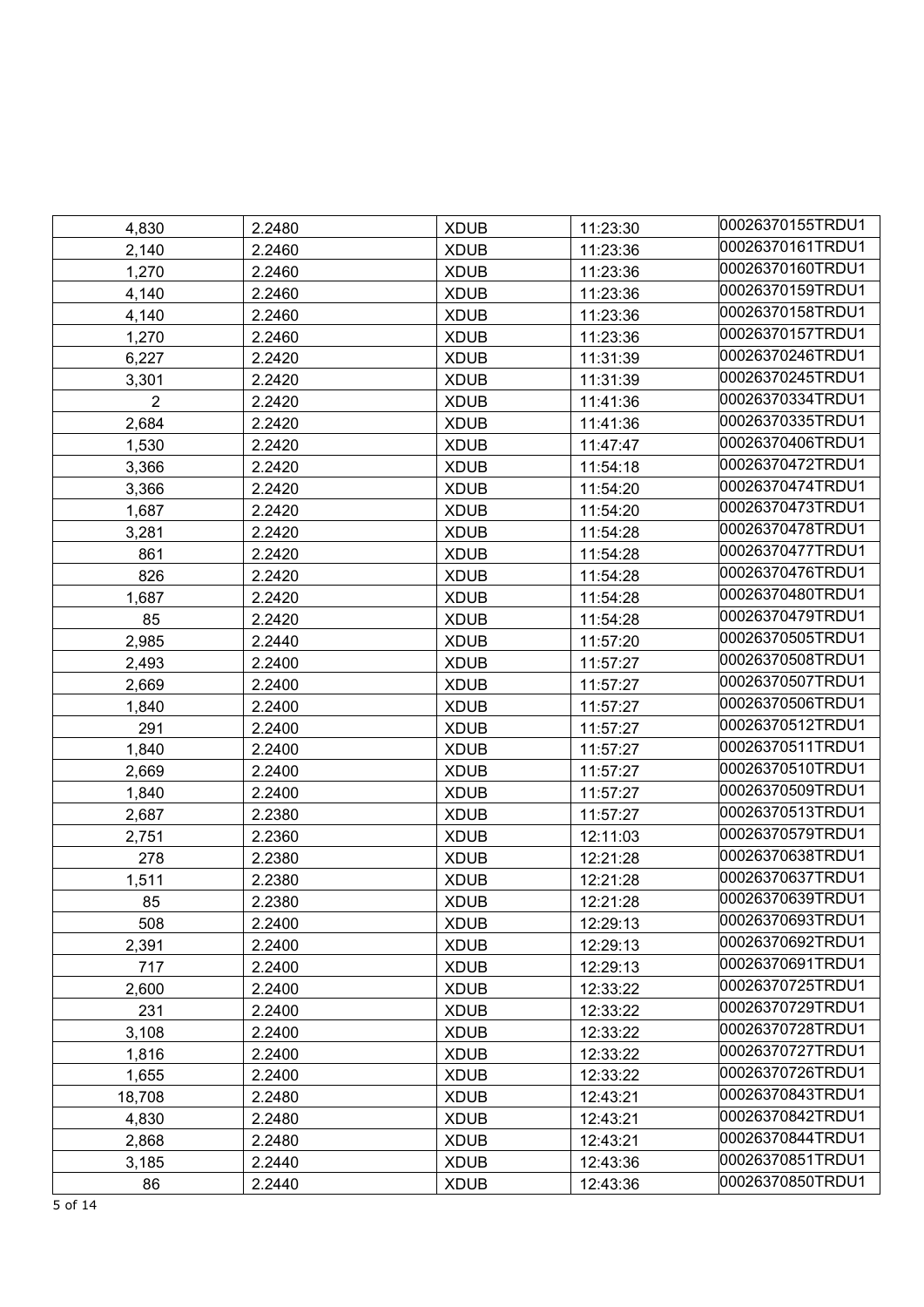| 4,830 | 2.2480 | XDUB | 11:23:30 | 00026370155TRDU1 |
|---|---|---|---|---|
| 2,140 | 2.2460 | XDUB | 11:23:36 | 00026370161TRDU1 |
| 1,270 | 2.2460 | XDUB | 11:23:36 | 00026370160TRDU1 |
| 4,140 | 2.2460 | XDUB | 11:23:36 | 00026370159TRDU1 |
| 4,140 | 2.2460 | XDUB | 11:23:36 | 00026370158TRDU1 |
| 1,270 | 2.2460 | XDUB | 11:23:36 | 00026370157TRDU1 |
| 6,227 | 2.2420 | XDUB | 11:31:39 | 00026370246TRDU1 |
| 3,301 | 2.2420 | XDUB | 11:31:39 | 00026370245TRDU1 |
| 2 | 2.2420 | XDUB | 11:41:36 | 00026370334TRDU1 |
| 2,684 | 2.2420 | XDUB | 11:41:36 | 00026370335TRDU1 |
| 1,530 | 2.2420 | XDUB | 11:47:47 | 00026370406TRDU1 |
| 3,366 | 2.2420 | XDUB | 11:54:18 | 00026370472TRDU1 |
| 3,366 | 2.2420 | XDUB | 11:54:20 | 00026370474TRDU1 |
| 1,687 | 2.2420 | XDUB | 11:54:20 | 00026370473TRDU1 |
| 3,281 | 2.2420 | XDUB | 11:54:28 | 00026370478TRDU1 |
| 861 | 2.2420 | XDUB | 11:54:28 | 00026370477TRDU1 |
| 826 | 2.2420 | XDUB | 11:54:28 | 00026370476TRDU1 |
| 1,687 | 2.2420 | XDUB | 11:54:28 | 00026370480TRDU1 |
| 85 | 2.2420 | XDUB | 11:54:28 | 00026370479TRDU1 |
| 2,985 | 2.2440 | XDUB | 11:57:20 | 00026370505TRDU1 |
| 2,493 | 2.2400 | XDUB | 11:57:27 | 00026370508TRDU1 |
| 2,669 | 2.2400 | XDUB | 11:57:27 | 00026370507TRDU1 |
| 1,840 | 2.2400 | XDUB | 11:57:27 | 00026370506TRDU1 |
| 291 | 2.2400 | XDUB | 11:57:27 | 00026370512TRDU1 |
| 1,840 | 2.2400 | XDUB | 11:57:27 | 00026370511TRDU1 |
| 2,669 | 2.2400 | XDUB | 11:57:27 | 00026370510TRDU1 |
| 1,840 | 2.2400 | XDUB | 11:57:27 | 00026370509TRDU1 |
| 2,687 | 2.2380 | XDUB | 11:57:27 | 00026370513TRDU1 |
| 2,751 | 2.2360 | XDUB | 12:11:03 | 00026370579TRDU1 |
| 278 | 2.2380 | XDUB | 12:21:28 | 00026370638TRDU1 |
| 1,511 | 2.2380 | XDUB | 12:21:28 | 00026370637TRDU1 |
| 85 | 2.2380 | XDUB | 12:21:28 | 00026370639TRDU1 |
| 508 | 2.2400 | XDUB | 12:29:13 | 00026370693TRDU1 |
| 2,391 | 2.2400 | XDUB | 12:29:13 | 00026370692TRDU1 |
| 717 | 2.2400 | XDUB | 12:29:13 | 00026370691TRDU1 |
| 2,600 | 2.2400 | XDUB | 12:33:22 | 00026370725TRDU1 |
| 231 | 2.2400 | XDUB | 12:33:22 | 00026370729TRDU1 |
| 3,108 | 2.2400 | XDUB | 12:33:22 | 00026370728TRDU1 |
| 1,816 | 2.2400 | XDUB | 12:33:22 | 00026370727TRDU1 |
| 1,655 | 2.2400 | XDUB | 12:33:22 | 00026370726TRDU1 |
| 18,708 | 2.2480 | XDUB | 12:43:21 | 00026370843TRDU1 |
| 4,830 | 2.2480 | XDUB | 12:43:21 | 00026370842TRDU1 |
| 2,868 | 2.2480 | XDUB | 12:43:21 | 00026370844TRDU1 |
| 3,185 | 2.2440 | XDUB | 12:43:36 | 00026370851TRDU1 |
| 86 | 2.2440 | XDUB | 12:43:36 | 00026370850TRDU1 |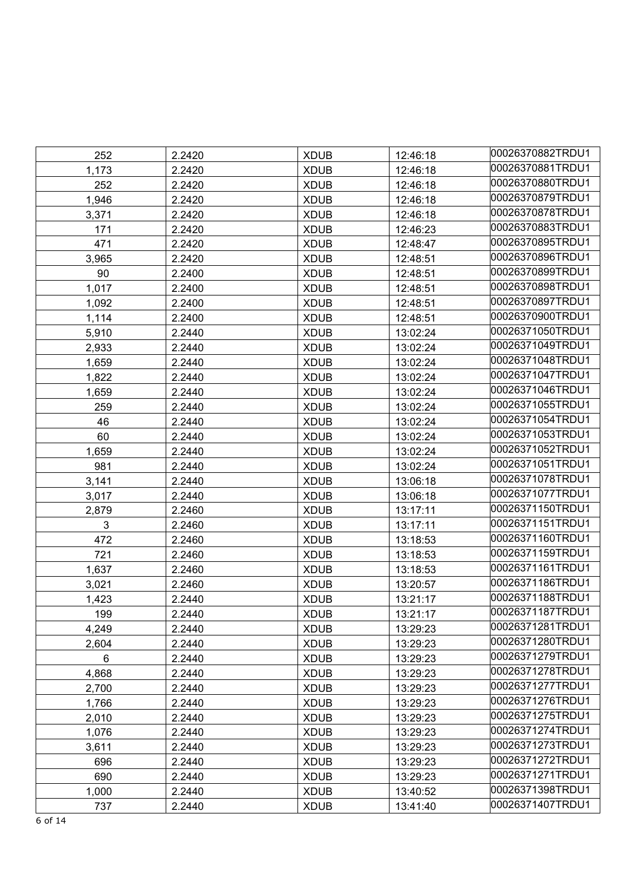| 252 | 2.2420 | XDUB | 12:46:18 | 00026370882TRDU1 |
|---|---|---|---|---|
| 1,173 | 2.2420 | XDUB | 12:46:18 | 00026370881TRDU1 |
| 252 | 2.2420 | XDUB | 12:46:18 | 00026370880TRDU1 |
| 1,946 | 2.2420 | XDUB | 12:46:18 | 00026370879TRDU1 |
| 3,371 | 2.2420 | XDUB | 12:46:18 | 00026370878TRDU1 |
| 171 | 2.2420 | XDUB | 12:46:23 | 00026370883TRDU1 |
| 471 | 2.2420 | XDUB | 12:48:47 | 00026370895TRDU1 |
| 3,965 | 2.2420 | XDUB | 12:48:51 | 00026370896TRDU1 |
| 90 | 2.2400 | XDUB | 12:48:51 | 00026370899TRDU1 |
| 1,017 | 2.2400 | XDUB | 12:48:51 | 00026370898TRDU1 |
| 1,092 | 2.2400 | XDUB | 12:48:51 | 00026370897TRDU1 |
| 1,114 | 2.2400 | XDUB | 12:48:51 | 00026370900TRDU1 |
| 5,910 | 2.2440 | XDUB | 13:02:24 | 00026371050TRDU1 |
| 2,933 | 2.2440 | XDUB | 13:02:24 | 00026371049TRDU1 |
| 1,659 | 2.2440 | XDUB | 13:02:24 | 00026371048TRDU1 |
| 1,822 | 2.2440 | XDUB | 13:02:24 | 00026371047TRDU1 |
| 1,659 | 2.2440 | XDUB | 13:02:24 | 00026371046TRDU1 |
| 259 | 2.2440 | XDUB | 13:02:24 | 00026371055TRDU1 |
| 46 | 2.2440 | XDUB | 13:02:24 | 00026371054TRDU1 |
| 60 | 2.2440 | XDUB | 13:02:24 | 00026371053TRDU1 |
| 1,659 | 2.2440 | XDUB | 13:02:24 | 00026371052TRDU1 |
| 981 | 2.2440 | XDUB | 13:02:24 | 00026371051TRDU1 |
| 3,141 | 2.2440 | XDUB | 13:06:18 | 00026371078TRDU1 |
| 3,017 | 2.2440 | XDUB | 13:06:18 | 00026371077TRDU1 |
| 2,879 | 2.2460 | XDUB | 13:17:11 | 00026371150TRDU1 |
| 3 | 2.2460 | XDUB | 13:17:11 | 00026371151TRDU1 |
| 472 | 2.2460 | XDUB | 13:18:53 | 00026371160TRDU1 |
| 721 | 2.2460 | XDUB | 13:18:53 | 00026371159TRDU1 |
| 1,637 | 2.2460 | XDUB | 13:18:53 | 00026371161TRDU1 |
| 3,021 | 2.2460 | XDUB | 13:20:57 | 00026371186TRDU1 |
| 1,423 | 2.2440 | XDUB | 13:21:17 | 00026371188TRDU1 |
| 199 | 2.2440 | XDUB | 13:21:17 | 00026371187TRDU1 |
| 4,249 | 2.2440 | XDUB | 13:29:23 | 00026371281TRDU1 |
| 2,604 | 2.2440 | XDUB | 13:29:23 | 00026371280TRDU1 |
| 6 | 2.2440 | XDUB | 13:29:23 | 00026371279TRDU1 |
| 4,868 | 2.2440 | XDUB | 13:29:23 | 00026371278TRDU1 |
| 2,700 | 2.2440 | XDUB | 13:29:23 | 00026371277TRDU1 |
| 1,766 | 2.2440 | XDUB | 13:29:23 | 00026371276TRDU1 |
| 2,010 | 2.2440 | XDUB | 13:29:23 | 00026371275TRDU1 |
| 1,076 | 2.2440 | XDUB | 13:29:23 | 00026371274TRDU1 |
| 3,611 | 2.2440 | XDUB | 13:29:23 | 00026371273TRDU1 |
| 696 | 2.2440 | XDUB | 13:29:23 | 00026371272TRDU1 |
| 690 | 2.2440 | XDUB | 13:29:23 | 00026371271TRDU1 |
| 1,000 | 2.2440 | XDUB | 13:40:52 | 00026371398TRDU1 |
| 737 | 2.2440 | XDUB | 13:41:40 | 00026371407TRDU1 |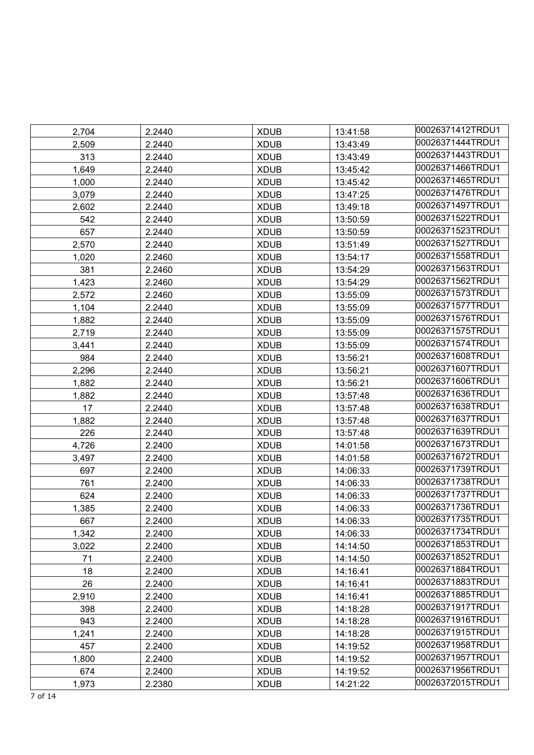| | | | | |
|---|---|---|---|---|
| 2,704 | 2.2440 | XDUB | 13:41:58 | 00026371412TRDU1 |
| 2,509 | 2.2440 | XDUB | 13:43:49 | 00026371444TRDU1 |
| 313 | 2.2440 | XDUB | 13:43:49 | 00026371443TRDU1 |
| 1,649 | 2.2440 | XDUB | 13:45:42 | 00026371466TRDU1 |
| 1,000 | 2.2440 | XDUB | 13:45:42 | 00026371465TRDU1 |
| 3,079 | 2.2440 | XDUB | 13:47:25 | 00026371476TRDU1 |
| 2,602 | 2.2440 | XDUB | 13:49:18 | 00026371497TRDU1 |
| 542 | 2.2440 | XDUB | 13:50:59 | 00026371522TRDU1 |
| 657 | 2.2440 | XDUB | 13:50:59 | 00026371523TRDU1 |
| 2,570 | 2.2440 | XDUB | 13:51:49 | 00026371527TRDU1 |
| 1,020 | 2.2460 | XDUB | 13:54:17 | 00026371558TRDU1 |
| 381 | 2.2460 | XDUB | 13:54:29 | 00026371563TRDU1 |
| 1,423 | 2.2460 | XDUB | 13:54:29 | 00026371562TRDU1 |
| 2,572 | 2.2460 | XDUB | 13:55:09 | 00026371573TRDU1 |
| 1,104 | 2.2440 | XDUB | 13:55:09 | 00026371577TRDU1 |
| 1,882 | 2.2440 | XDUB | 13:55:09 | 00026371576TRDU1 |
| 2,719 | 2.2440 | XDUB | 13:55:09 | 00026371575TRDU1 |
| 3,441 | 2.2440 | XDUB | 13:55:09 | 00026371574TRDU1 |
| 984 | 2.2440 | XDUB | 13:56:21 | 00026371608TRDU1 |
| 2,296 | 2.2440 | XDUB | 13:56:21 | 00026371607TRDU1 |
| 1,882 | 2.2440 | XDUB | 13:56:21 | 00026371606TRDU1 |
| 1,882 | 2.2440 | XDUB | 13:57:48 | 00026371636TRDU1 |
| 17 | 2.2440 | XDUB | 13:57:48 | 00026371638TRDU1 |
| 1,882 | 2.2440 | XDUB | 13:57:48 | 00026371637TRDU1 |
| 226 | 2.2440 | XDUB | 13:57:48 | 00026371639TRDU1 |
| 4,726 | 2.2400 | XDUB | 14:01:58 | 00026371673TRDU1 |
| 3,497 | 2.2400 | XDUB | 14:01:58 | 00026371672TRDU1 |
| 697 | 2.2400 | XDUB | 14:06:33 | 00026371739TRDU1 |
| 761 | 2.2400 | XDUB | 14:06:33 | 00026371738TRDU1 |
| 624 | 2.2400 | XDUB | 14:06:33 | 00026371737TRDU1 |
| 1,385 | 2.2400 | XDUB | 14:06:33 | 00026371736TRDU1 |
| 667 | 2.2400 | XDUB | 14:06:33 | 00026371735TRDU1 |
| 1,342 | 2.2400 | XDUB | 14:06:33 | 00026371734TRDU1 |
| 3,022 | 2.2400 | XDUB | 14:14:50 | 00026371853TRDU1 |
| 71 | 2.2400 | XDUB | 14:14:50 | 00026371852TRDU1 |
| 18 | 2.2400 | XDUB | 14:16:41 | 00026371884TRDU1 |
| 26 | 2.2400 | XDUB | 14:16:41 | 00026371883TRDU1 |
| 2,910 | 2.2400 | XDUB | 14:16:41 | 00026371885TRDU1 |
| 398 | 2.2400 | XDUB | 14:18:28 | 00026371917TRDU1 |
| 943 | 2.2400 | XDUB | 14:18:28 | 00026371916TRDU1 |
| 1,241 | 2.2400 | XDUB | 14:18:28 | 00026371915TRDU1 |
| 457 | 2.2400 | XDUB | 14:19:52 | 00026371958TRDU1 |
| 1,800 | 2.2400 | XDUB | 14:19:52 | 00026371957TRDU1 |
| 674 | 2.2400 | XDUB | 14:19:52 | 00026371956TRDU1 |
| 1,973 | 2.2380 | XDUB | 14:21:22 | 00026372015TRDU1 |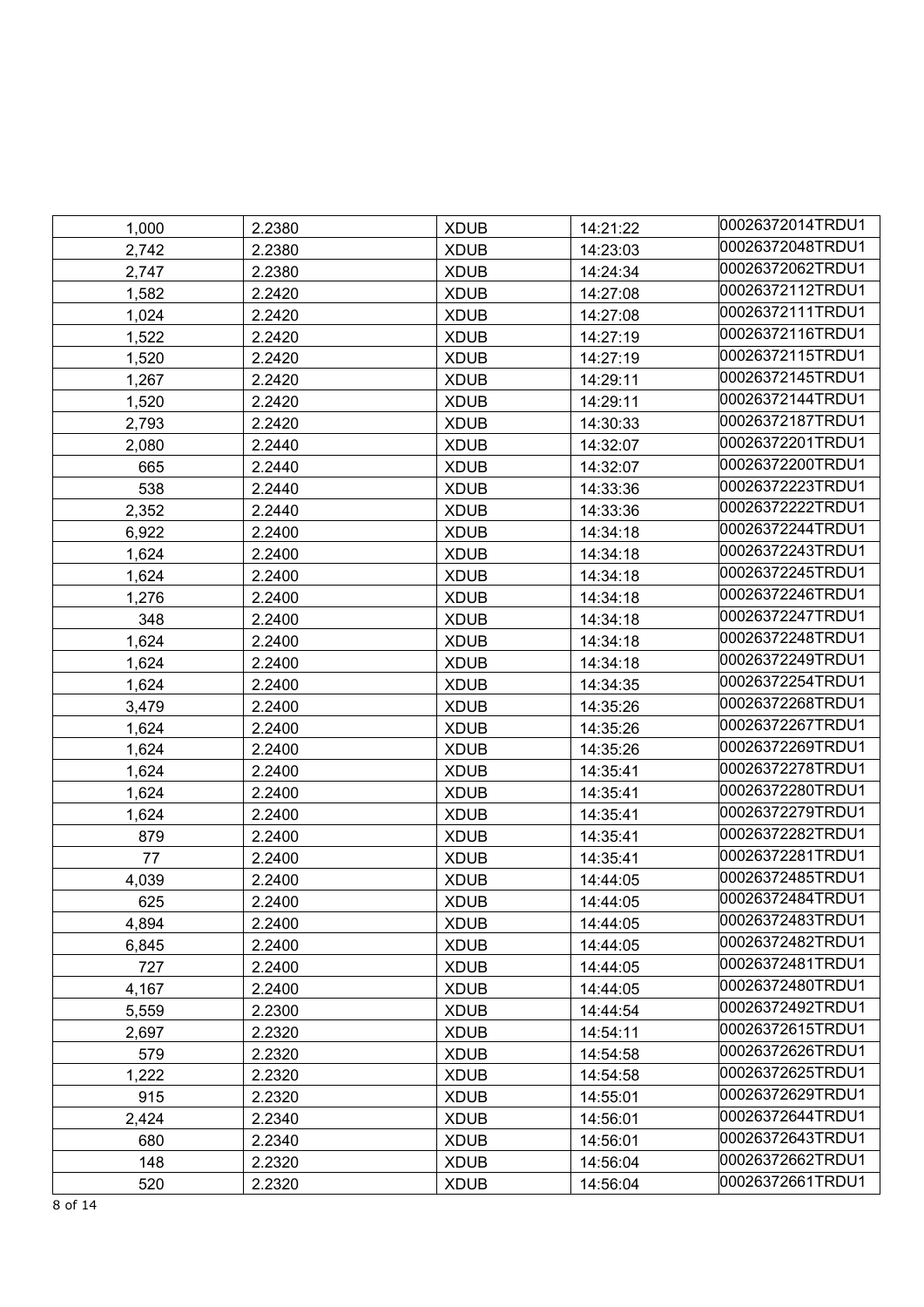| | | | | |
|---|---|---|---|---|
| 1,000 | 2.2380 | XDUB | 14:21:22 | 00026372014TRDU1 |
| 2,742 | 2.2380 | XDUB | 14:23:03 | 00026372048TRDU1 |
| 2,747 | 2.2380 | XDUB | 14:24:34 | 00026372062TRDU1 |
| 1,582 | 2.2420 | XDUB | 14:27:08 | 00026372112TRDU1 |
| 1,024 | 2.2420 | XDUB | 14:27:08 | 00026372111TRDU1 |
| 1,522 | 2.2420 | XDUB | 14:27:19 | 00026372116TRDU1 |
| 1,520 | 2.2420 | XDUB | 14:27:19 | 00026372115TRDU1 |
| 1,267 | 2.2420 | XDUB | 14:29:11 | 00026372145TRDU1 |
| 1,520 | 2.2420 | XDUB | 14:29:11 | 00026372144TRDU1 |
| 2,793 | 2.2420 | XDUB | 14:30:33 | 00026372187TRDU1 |
| 2,080 | 2.2440 | XDUB | 14:32:07 | 00026372201TRDU1 |
| 665 | 2.2440 | XDUB | 14:32:07 | 00026372200TRDU1 |
| 538 | 2.2440 | XDUB | 14:33:36 | 00026372223TRDU1 |
| 2,352 | 2.2440 | XDUB | 14:33:36 | 00026372222TRDU1 |
| 6,922 | 2.2400 | XDUB | 14:34:18 | 00026372244TRDU1 |
| 1,624 | 2.2400 | XDUB | 14:34:18 | 00026372243TRDU1 |
| 1,624 | 2.2400 | XDUB | 14:34:18 | 00026372245TRDU1 |
| 1,276 | 2.2400 | XDUB | 14:34:18 | 00026372246TRDU1 |
| 348 | 2.2400 | XDUB | 14:34:18 | 00026372247TRDU1 |
| 1,624 | 2.2400 | XDUB | 14:34:18 | 00026372248TRDU1 |
| 1,624 | 2.2400 | XDUB | 14:34:18 | 00026372249TRDU1 |
| 1,624 | 2.2400 | XDUB | 14:34:35 | 00026372254TRDU1 |
| 3,479 | 2.2400 | XDUB | 14:35:26 | 00026372268TRDU1 |
| 1,624 | 2.2400 | XDUB | 14:35:26 | 00026372267TRDU1 |
| 1,624 | 2.2400 | XDUB | 14:35:26 | 00026372269TRDU1 |
| 1,624 | 2.2400 | XDUB | 14:35:41 | 00026372278TRDU1 |
| 1,624 | 2.2400 | XDUB | 14:35:41 | 00026372280TRDU1 |
| 1,624 | 2.2400 | XDUB | 14:35:41 | 00026372279TRDU1 |
| 879 | 2.2400 | XDUB | 14:35:41 | 00026372282TRDU1 |
| 77 | 2.2400 | XDUB | 14:35:41 | 00026372281TRDU1 |
| 4,039 | 2.2400 | XDUB | 14:44:05 | 00026372485TRDU1 |
| 625 | 2.2400 | XDUB | 14:44:05 | 00026372484TRDU1 |
| 4,894 | 2.2400 | XDUB | 14:44:05 | 00026372483TRDU1 |
| 6,845 | 2.2400 | XDUB | 14:44:05 | 00026372482TRDU1 |
| 727 | 2.2400 | XDUB | 14:44:05 | 00026372481TRDU1 |
| 4,167 | 2.2400 | XDUB | 14:44:05 | 00026372480TRDU1 |
| 5,559 | 2.2300 | XDUB | 14:44:54 | 00026372492TRDU1 |
| 2,697 | 2.2320 | XDUB | 14:54:11 | 00026372615TRDU1 |
| 579 | 2.2320 | XDUB | 14:54:58 | 00026372626TRDU1 |
| 1,222 | 2.2320 | XDUB | 14:54:58 | 00026372625TRDU1 |
| 915 | 2.2320 | XDUB | 14:55:01 | 00026372629TRDU1 |
| 2,424 | 2.2340 | XDUB | 14:56:01 | 00026372644TRDU1 |
| 680 | 2.2340 | XDUB | 14:56:01 | 00026372643TRDU1 |
| 148 | 2.2320 | XDUB | 14:56:04 | 00026372662TRDU1 |
| 520 | 2.2320 | XDUB | 14:56:04 | 00026372661TRDU1 |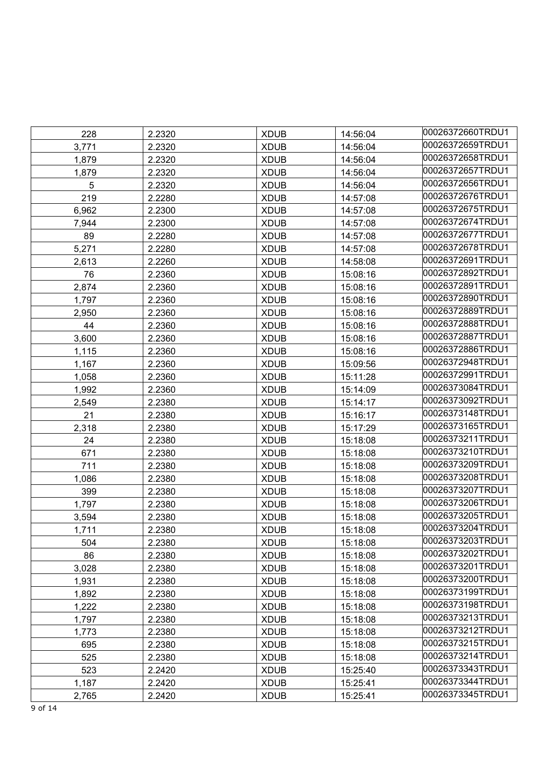| | | | | |
|---|---|---|---|---|
| 228 | 2.2320 | XDUB | 14:56:04 | 00026372660TRDU1 |
| 3,771 | 2.2320 | XDUB | 14:56:04 | 00026372659TRDU1 |
| 1,879 | 2.2320 | XDUB | 14:56:04 | 00026372658TRDU1 |
| 1,879 | 2.2320 | XDUB | 14:56:04 | 00026372657TRDU1 |
| 5 | 2.2320 | XDUB | 14:56:04 | 00026372656TRDU1 |
| 219 | 2.2280 | XDUB | 14:57:08 | 00026372676TRDU1 |
| 6,962 | 2.2300 | XDUB | 14:57:08 | 00026372675TRDU1 |
| 7,944 | 2.2300 | XDUB | 14:57:08 | 00026372674TRDU1 |
| 89 | 2.2280 | XDUB | 14:57:08 | 00026372677TRDU1 |
| 5,271 | 2.2280 | XDUB | 14:57:08 | 00026372678TRDU1 |
| 2,613 | 2.2260 | XDUB | 14:58:08 | 00026372691TRDU1 |
| 76 | 2.2360 | XDUB | 15:08:16 | 00026372892TRDU1 |
| 2,874 | 2.2360 | XDUB | 15:08:16 | 00026372891TRDU1 |
| 1,797 | 2.2360 | XDUB | 15:08:16 | 00026372890TRDU1 |
| 2,950 | 2.2360 | XDUB | 15:08:16 | 00026372889TRDU1 |
| 44 | 2.2360 | XDUB | 15:08:16 | 00026372888TRDU1 |
| 3,600 | 2.2360 | XDUB | 15:08:16 | 00026372887TRDU1 |
| 1,115 | 2.2360 | XDUB | 15:08:16 | 00026372886TRDU1 |
| 1,167 | 2.2360 | XDUB | 15:09:56 | 00026372948TRDU1 |
| 1,058 | 2.2360 | XDUB | 15:11:28 | 00026372991TRDU1 |
| 1,992 | 2.2360 | XDUB | 15:14:09 | 00026373084TRDU1 |
| 2,549 | 2.2380 | XDUB | 15:14:17 | 00026373092TRDU1 |
| 21 | 2.2380 | XDUB | 15:16:17 | 00026373148TRDU1 |
| 2,318 | 2.2380 | XDUB | 15:17:29 | 00026373165TRDU1 |
| 24 | 2.2380 | XDUB | 15:18:08 | 00026373211TRDU1 |
| 671 | 2.2380 | XDUB | 15:18:08 | 00026373210TRDU1 |
| 711 | 2.2380 | XDUB | 15:18:08 | 00026373209TRDU1 |
| 1,086 | 2.2380 | XDUB | 15:18:08 | 00026373208TRDU1 |
| 399 | 2.2380 | XDUB | 15:18:08 | 00026373207TRDU1 |
| 1,797 | 2.2380 | XDUB | 15:18:08 | 00026373206TRDU1 |
| 3,594 | 2.2380 | XDUB | 15:18:08 | 00026373205TRDU1 |
| 1,711 | 2.2380 | XDUB | 15:18:08 | 00026373204TRDU1 |
| 504 | 2.2380 | XDUB | 15:18:08 | 00026373203TRDU1 |
| 86 | 2.2380 | XDUB | 15:18:08 | 00026373202TRDU1 |
| 3,028 | 2.2380 | XDUB | 15:18:08 | 00026373201TRDU1 |
| 1,931 | 2.2380 | XDUB | 15:18:08 | 00026373200TRDU1 |
| 1,892 | 2.2380 | XDUB | 15:18:08 | 00026373199TRDU1 |
| 1,222 | 2.2380 | XDUB | 15:18:08 | 00026373198TRDU1 |
| 1,797 | 2.2380 | XDUB | 15:18:08 | 00026373213TRDU1 |
| 1,773 | 2.2380 | XDUB | 15:18:08 | 00026373212TRDU1 |
| 695 | 2.2380 | XDUB | 15:18:08 | 00026373215TRDU1 |
| 525 | 2.2380 | XDUB | 15:18:08 | 00026373214TRDU1 |
| 523 | 2.2420 | XDUB | 15:25:40 | 00026373343TRDU1 |
| 1,187 | 2.2420 | XDUB | 15:25:41 | 00026373344TRDU1 |
| 2,765 | 2.2420 | XDUB | 15:25:41 | 00026373345TRDU1 |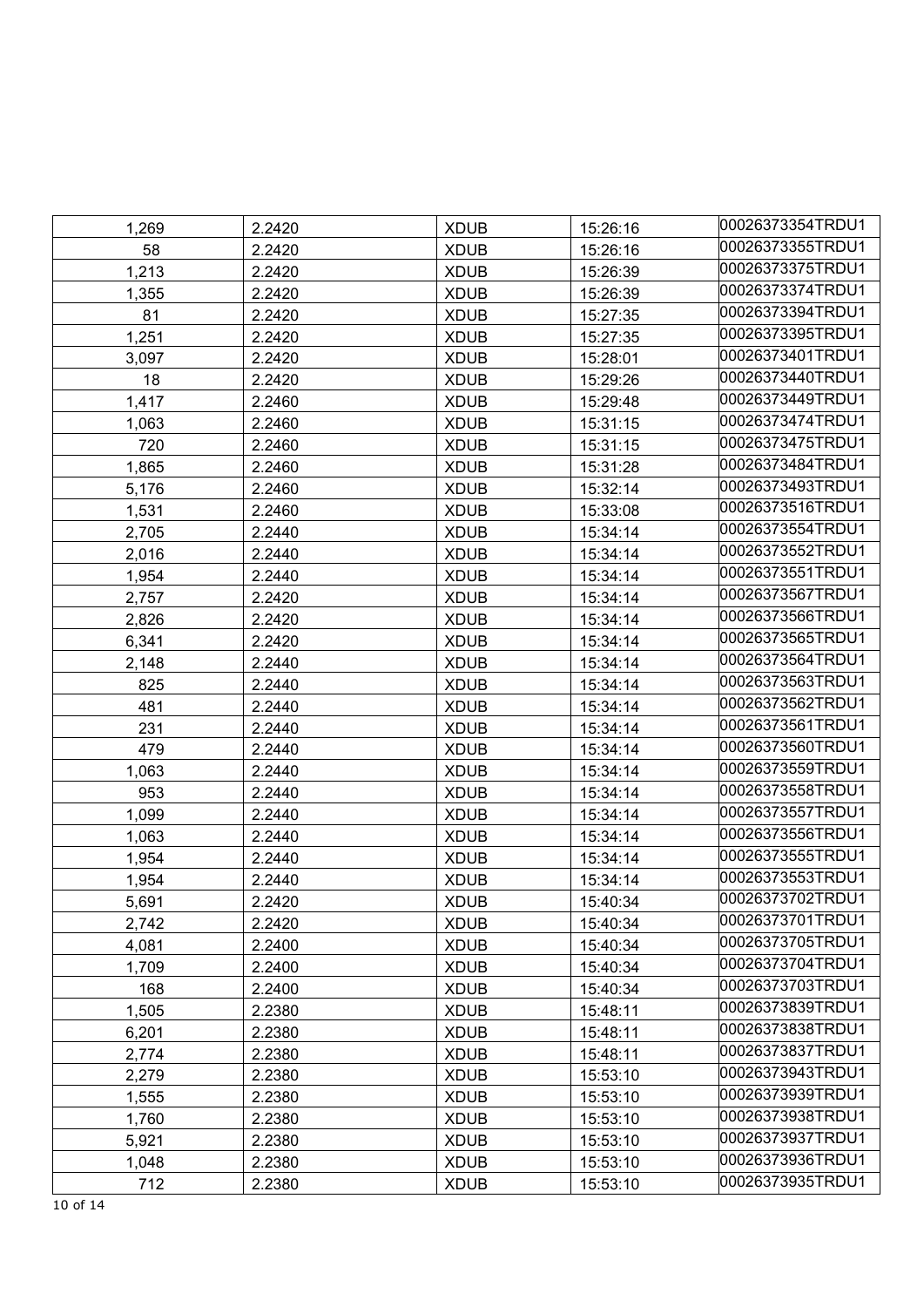| | | | | |
|---|---|---|---|---|
| 1,269 | 2.2420 | XDUB | 15:26:16 | 00026373354TRDU1 |
| 58 | 2.2420 | XDUB | 15:26:16 | 00026373355TRDU1 |
| 1,213 | 2.2420 | XDUB | 15:26:39 | 00026373375TRDU1 |
| 1,355 | 2.2420 | XDUB | 15:26:39 | 00026373374TRDU1 |
| 81 | 2.2420 | XDUB | 15:27:35 | 00026373394TRDU1 |
| 1,251 | 2.2420 | XDUB | 15:27:35 | 00026373395TRDU1 |
| 3,097 | 2.2420 | XDUB | 15:28:01 | 00026373401TRDU1 |
| 18 | 2.2420 | XDUB | 15:29:26 | 00026373440TRDU1 |
| 1,417 | 2.2460 | XDUB | 15:29:48 | 00026373449TRDU1 |
| 1,063 | 2.2460 | XDUB | 15:31:15 | 00026373474TRDU1 |
| 720 | 2.2460 | XDUB | 15:31:15 | 00026373475TRDU1 |
| 1,865 | 2.2460 | XDUB | 15:31:28 | 00026373484TRDU1 |
| 5,176 | 2.2460 | XDUB | 15:32:14 | 00026373493TRDU1 |
| 1,531 | 2.2460 | XDUB | 15:33:08 | 00026373516TRDU1 |
| 2,705 | 2.2440 | XDUB | 15:34:14 | 00026373554TRDU1 |
| 2,016 | 2.2440 | XDUB | 15:34:14 | 00026373552TRDU1 |
| 1,954 | 2.2440 | XDUB | 15:34:14 | 00026373551TRDU1 |
| 2,757 | 2.2420 | XDUB | 15:34:14 | 00026373567TRDU1 |
| 2,826 | 2.2420 | XDUB | 15:34:14 | 00026373566TRDU1 |
| 6,341 | 2.2420 | XDUB | 15:34:14 | 00026373565TRDU1 |
| 2,148 | 2.2440 | XDUB | 15:34:14 | 00026373564TRDU1 |
| 825 | 2.2440 | XDUB | 15:34:14 | 00026373563TRDU1 |
| 481 | 2.2440 | XDUB | 15:34:14 | 00026373562TRDU1 |
| 231 | 2.2440 | XDUB | 15:34:14 | 00026373561TRDU1 |
| 479 | 2.2440 | XDUB | 15:34:14 | 00026373560TRDU1 |
| 1,063 | 2.2440 | XDUB | 15:34:14 | 00026373559TRDU1 |
| 953 | 2.2440 | XDUB | 15:34:14 | 00026373558TRDU1 |
| 1,099 | 2.2440 | XDUB | 15:34:14 | 00026373557TRDU1 |
| 1,063 | 2.2440 | XDUB | 15:34:14 | 00026373556TRDU1 |
| 1,954 | 2.2440 | XDUB | 15:34:14 | 00026373555TRDU1 |
| 1,954 | 2.2440 | XDUB | 15:34:14 | 00026373553TRDU1 |
| 5,691 | 2.2420 | XDUB | 15:40:34 | 00026373702TRDU1 |
| 2,742 | 2.2420 | XDUB | 15:40:34 | 00026373701TRDU1 |
| 4,081 | 2.2400 | XDUB | 15:40:34 | 00026373705TRDU1 |
| 1,709 | 2.2400 | XDUB | 15:40:34 | 00026373704TRDU1 |
| 168 | 2.2400 | XDUB | 15:40:34 | 00026373703TRDU1 |
| 1,505 | 2.2380 | XDUB | 15:48:11 | 00026373839TRDU1 |
| 6,201 | 2.2380 | XDUB | 15:48:11 | 00026373838TRDU1 |
| 2,774 | 2.2380 | XDUB | 15:48:11 | 00026373837TRDU1 |
| 2,279 | 2.2380 | XDUB | 15:53:10 | 00026373943TRDU1 |
| 1,555 | 2.2380 | XDUB | 15:53:10 | 00026373939TRDU1 |
| 1,760 | 2.2380 | XDUB | 15:53:10 | 00026373938TRDU1 |
| 5,921 | 2.2380 | XDUB | 15:53:10 | 00026373937TRDU1 |
| 1,048 | 2.2380 | XDUB | 15:53:10 | 00026373936TRDU1 |
| 712 | 2.2380 | XDUB | 15:53:10 | 00026373935TRDU1 |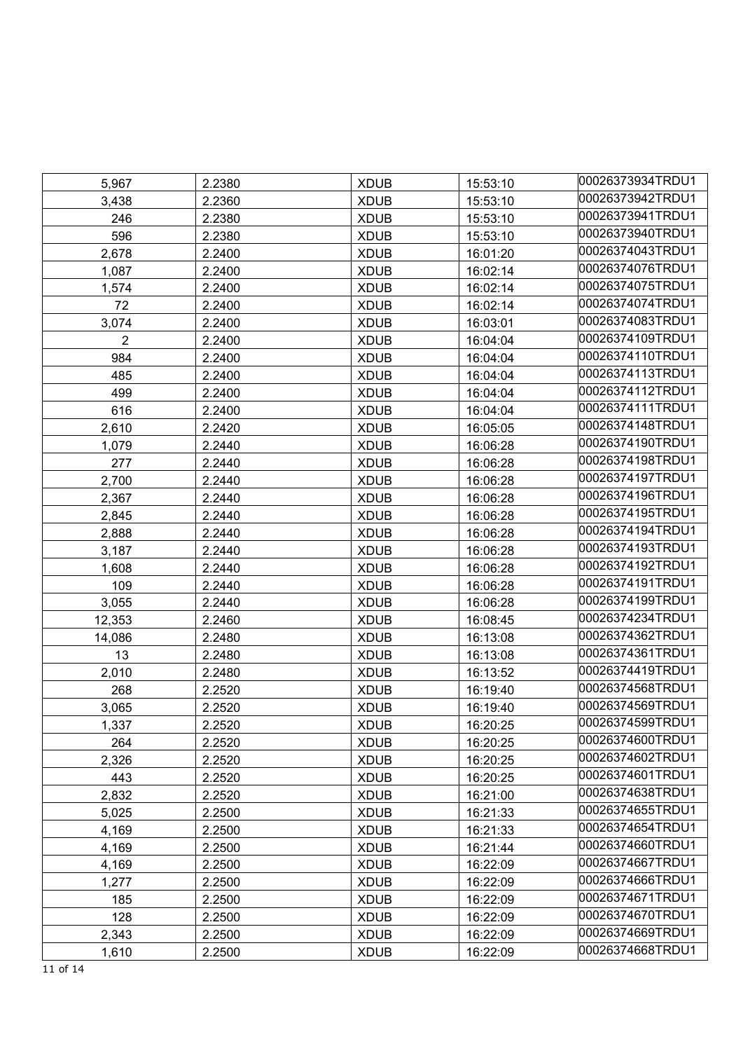| 5,967 | 2.2380 | XDUB | 15:53:10 | 00026373934TRDU1 |
|---|---|---|---|---|
| 3,438 | 2.2360 | XDUB | 15:53:10 | 00026373942TRDU1 |
| 246 | 2.2380 | XDUB | 15:53:10 | 00026373941TRDU1 |
| 596 | 2.2380 | XDUB | 15:53:10 | 00026373940TRDU1 |
| 2,678 | 2.2400 | XDUB | 16:01:20 | 00026374043TRDU1 |
| 1,087 | 2.2400 | XDUB | 16:02:14 | 00026374076TRDU1 |
| 1,574 | 2.2400 | XDUB | 16:02:14 | 00026374075TRDU1 |
| 72 | 2.2400 | XDUB | 16:02:14 | 00026374074TRDU1 |
| 3,074 | 2.2400 | XDUB | 16:03:01 | 00026374083TRDU1 |
| 2 | 2.2400 | XDUB | 16:04:04 | 00026374109TRDU1 |
| 984 | 2.2400 | XDUB | 16:04:04 | 00026374110TRDU1 |
| 485 | 2.2400 | XDUB | 16:04:04 | 00026374113TRDU1 |
| 499 | 2.2400 | XDUB | 16:04:04 | 00026374112TRDU1 |
| 616 | 2.2400 | XDUB | 16:04:04 | 00026374111TRDU1 |
| 2,610 | 2.2420 | XDUB | 16:05:05 | 00026374148TRDU1 |
| 1,079 | 2.2440 | XDUB | 16:06:28 | 00026374190TRDU1 |
| 277 | 2.2440 | XDUB | 16:06:28 | 00026374198TRDU1 |
| 2,700 | 2.2440 | XDUB | 16:06:28 | 00026374197TRDU1 |
| 2,367 | 2.2440 | XDUB | 16:06:28 | 00026374196TRDU1 |
| 2,845 | 2.2440 | XDUB | 16:06:28 | 00026374195TRDU1 |
| 2,888 | 2.2440 | XDUB | 16:06:28 | 00026374194TRDU1 |
| 3,187 | 2.2440 | XDUB | 16:06:28 | 00026374193TRDU1 |
| 1,608 | 2.2440 | XDUB | 16:06:28 | 00026374192TRDU1 |
| 109 | 2.2440 | XDUB | 16:06:28 | 00026374191TRDU1 |
| 3,055 | 2.2440 | XDUB | 16:06:28 | 00026374199TRDU1 |
| 12,353 | 2.2460 | XDUB | 16:08:45 | 00026374234TRDU1 |
| 14,086 | 2.2480 | XDUB | 16:13:08 | 00026374362TRDU1 |
| 13 | 2.2480 | XDUB | 16:13:08 | 00026374361TRDU1 |
| 2,010 | 2.2480 | XDUB | 16:13:52 | 00026374419TRDU1 |
| 268 | 2.2520 | XDUB | 16:19:40 | 00026374568TRDU1 |
| 3,065 | 2.2520 | XDUB | 16:19:40 | 00026374569TRDU1 |
| 1,337 | 2.2520 | XDUB | 16:20:25 | 00026374599TRDU1 |
| 264 | 2.2520 | XDUB | 16:20:25 | 00026374600TRDU1 |
| 2,326 | 2.2520 | XDUB | 16:20:25 | 00026374602TRDU1 |
| 443 | 2.2520 | XDUB | 16:20:25 | 00026374601TRDU1 |
| 2,832 | 2.2520 | XDUB | 16:21:00 | 00026374638TRDU1 |
| 5,025 | 2.2500 | XDUB | 16:21:33 | 00026374655TRDU1 |
| 4,169 | 2.2500 | XDUB | 16:21:33 | 00026374654TRDU1 |
| 4,169 | 2.2500 | XDUB | 16:21:44 | 00026374660TRDU1 |
| 4,169 | 2.2500 | XDUB | 16:22:09 | 00026374667TRDU1 |
| 1,277 | 2.2500 | XDUB | 16:22:09 | 00026374666TRDU1 |
| 185 | 2.2500 | XDUB | 16:22:09 | 00026374671TRDU1 |
| 128 | 2.2500 | XDUB | 16:22:09 | 00026374670TRDU1 |
| 2,343 | 2.2500 | XDUB | 16:22:09 | 00026374669TRDU1 |
| 1,610 | 2.2500 | XDUB | 16:22:09 | 00026374668TRDU1 |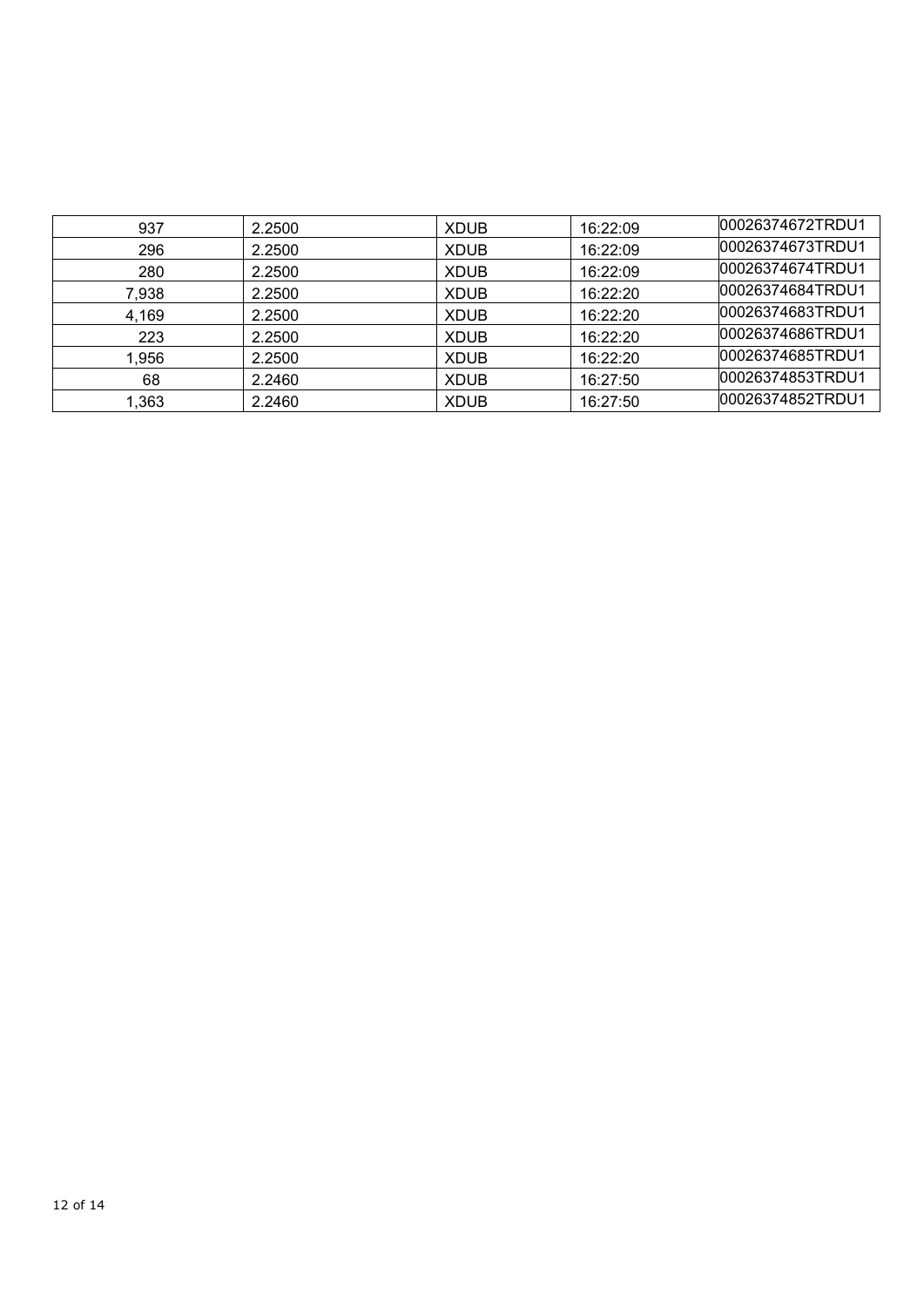| | | | | |
|---|---|---|---|---|
| 937 | 2.2500 | XDUB | 16:22:09 | 00026374672TRDU1 |
| 296 | 2.2500 | XDUB | 16:22:09 | 00026374673TRDU1 |
| 280 | 2.2500 | XDUB | 16:22:09 | 00026374674TRDU1 |
| 7,938 | 2.2500 | XDUB | 16:22:20 | 00026374684TRDU1 |
| 4,169 | 2.2500 | XDUB | 16:22:20 | 00026374683TRDU1 |
| 223 | 2.2500 | XDUB | 16:22:20 | 00026374686TRDU1 |
| 1,956 | 2.2500 | XDUB | 16:22:20 | 00026374685TRDU1 |
| 68 | 2.2460 | XDUB | 16:27:50 | 00026374853TRDU1 |
| 1,363 | 2.2460 | XDUB | 16:27:50 | 00026374852TRDU1 |